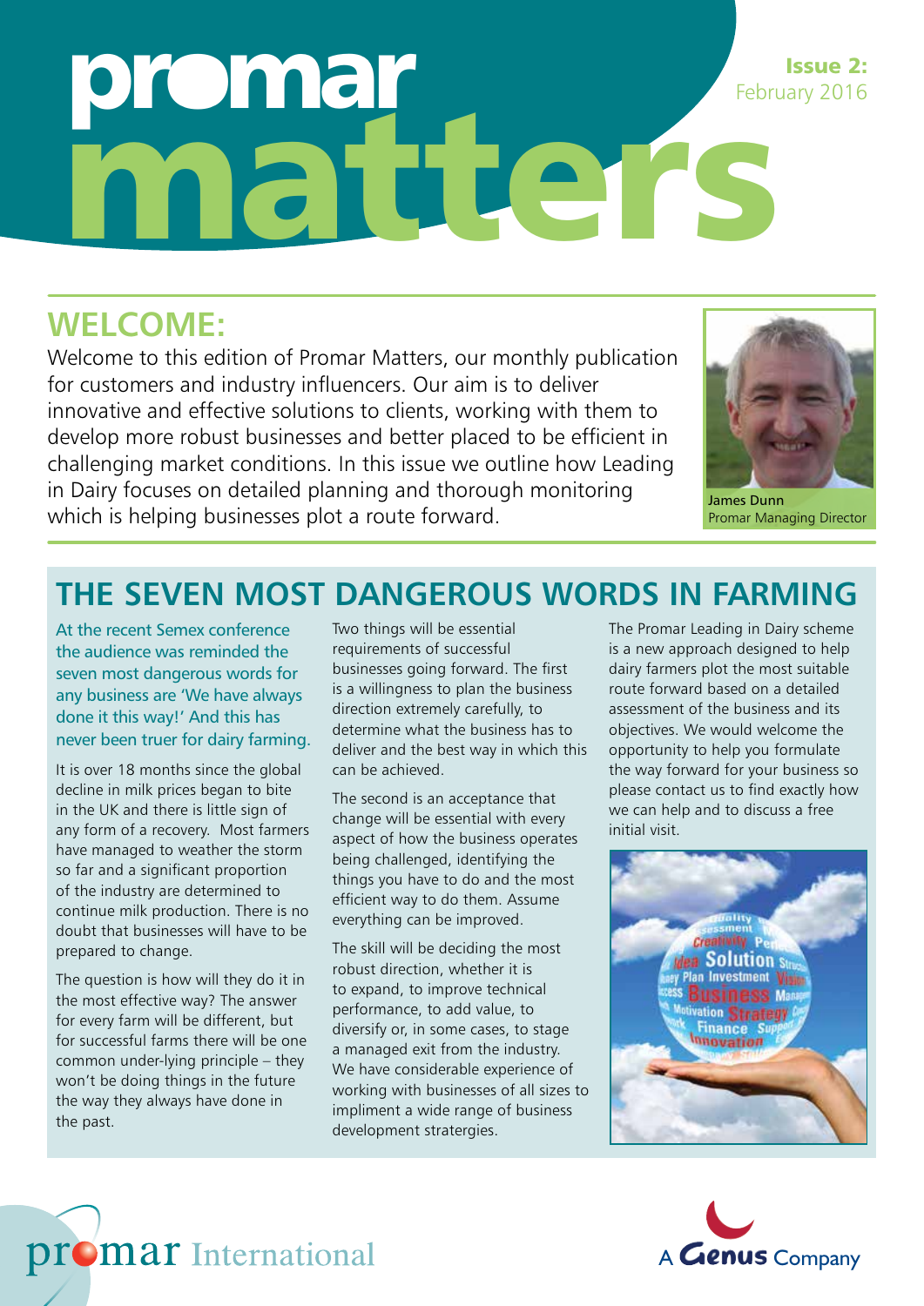# promar matters

**Issue 2:** February 2016

## WELCOME:

Welcome to this edition of Promar Matters, our monthly publication for customers and industry influencers. Our aim is to deliver innovative and effective solutions to clients, working with them to develop more robust businesses and better placed to be efficient in challenging market conditions. In this issue we outline how Leading in Dairy focuses on detailed planning and thorough monitoring which is helping businesses plot a route forward.

James Dunn
Promar Managing Director

## THE SEVEN MOST DANGEROUS WORDS IN FARMING

At the recent Semex conference the audience was reminded the seven most dangerous words for any business are 'We have always done it this way!' And this has never been truer for dairy farming.

It is over 18 months since the global decline in milk prices began to bite in the UK and there is little sign of any form of a recovery. Most farmers have managed to weather the storm so far and a significant proportion of the industry are determined to continue milk production. There is no doubt that businesses will have to be prepared to change.

The question is how will they do it in the most effective way? The answer for every farm will be different, but for successful farms there will be one common under-lying principle – they won't be doing things in the future the way they always have done in the past.

Two things will be essential requirements of successful businesses going forward. The first is a willingness to plan the business direction extremely carefully, to determine what the business has to deliver and the best way in which this can be achieved.

The second is an acceptance that change will be essential with every aspect of how the business operates being challenged, identifying the things you have to do and the most efficient way to do them. Assume everything can be improved.

The skill will be deciding the most robust direction, whether it is to expand, to improve technical performance, to add value, to diversify or, in some cases, to stage a managed exit from the industry. We have considerable experience of working with businesses of all sizes to impliment a wide range of business development strategies.

The Promar Leading in Dairy scheme is a new approach designed to help dairy farmers plot the most suitable route forward based on a detailed assessment of the business and its objectives. We would welcome the opportunity to help you formulate the way forward for your business so please contact us to find exactly how we can help and to discuss a free initial visit.

promar International

A Genus Company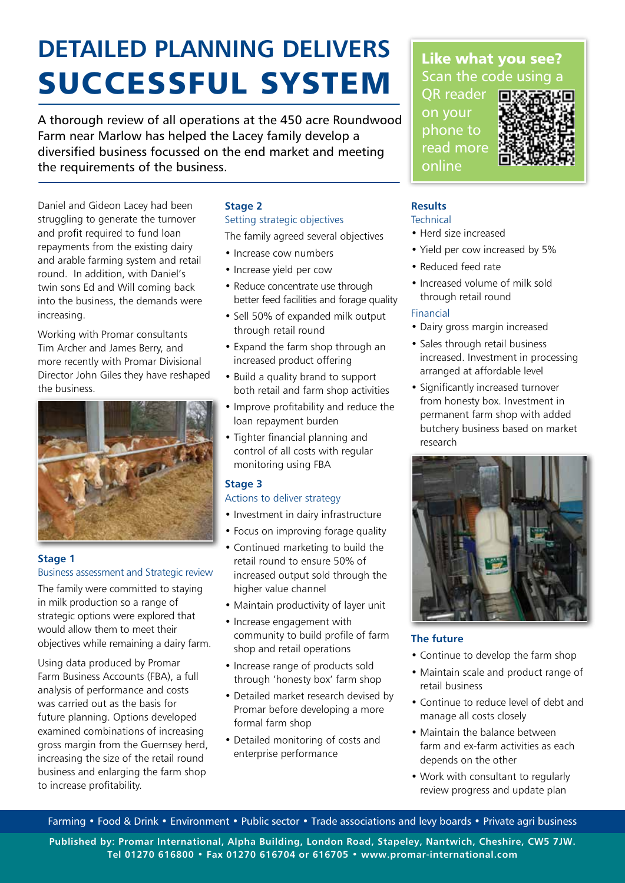# DETAILED PLANNING DELIVERS SUCCESSFUL SYSTEM

A thorough review of all operations at the 450 acre Roundwood Farm near Marlow has helped the Lacey family develop a diversified business focussed on the end market and meeting the requirements of the business.

**Like what you see?** Scan the code using a QR reader on your phone to read more online

Daniel and Gideon Lacey had been struggling to generate the turnover and profit required to fund loan repayments from the existing dairy and arable farming system and retail round. In addition, with Daniel's twin sons Ed and Will coming back into the business, the demands were increasing.

Working with Promar consultants Tim Archer and James Berry, and more recently with Promar Divisional Director John Giles they have reshaped the business.

### Stage 1

Business assessment and Strategic review

The family were committed to staying in milk production so a range of strategic options were explored that would allow them to meet their objectives while remaining a dairy farm.

Using data produced by Promar Farm Business Accounts (FBA), a full analysis of performance and costs was carried out as the basis for future planning. Options developed examined combinations of increasing gross margin from the Guernsey herd, increasing the size of the retail round business and enlarging the farm shop to increase profitability.

### Stage 2

Setting strategic objectives

The family agreed several objectives

- Increase cow numbers
- Increase yield per cow
- Reduce concentrate use through better feed facilities and forage quality
- Sell 50% of expanded milk output through retail round
- Expand the farm shop through an increased product offering
- Build a quality brand to support both retail and farm shop activities
- Improve profitability and reduce the loan repayment burden
- Tighter financial planning and control of all costs with regular monitoring using FBA

### Stage 3

Actions to deliver strategy

- Investment in dairy infrastructure
- Focus on improving forage quality
- Continued marketing to build the retail round to ensure 50% of increased output sold through the higher value channel
- Maintain productivity of layer unit
- Increase engagement with community to build profile of farm shop and retail operations
- Increase range of products sold through 'honesty box' farm shop
- Detailed market research devised by Promar before developing a more formal farm shop
- Detailed monitoring of costs and enterprise performance

### Results

Technical

- Herd size increased
- Yield per cow increased by 5%
- Reduced feed rate
- Increased volume of milk sold through retail round

Financial

- Dairy gross margin increased
- Sales through retail business increased. Investment in processing arranged at affordable level
- Significantly increased turnover from honesty box. Investment in permanent farm shop with added butchery business based on market research

### The future

- Continue to develop the farm shop
- Maintain scale and product range of retail business
- Continue to reduce level of debt and manage all costs closely
- Maintain the balance between farm and ex-farm activities as each depends on the other
- Work with consultant to regularly review progress and update plan

Farming • Food & Drink • Environment • Public sector • Trade associations and levy boards • Private agri business

**Published by: Promar International, Alpha Building, London Road, Stapeley, Nantwich, Cheshire, CW5 7JW. Tel 01270 616800 • Fax 01270 616704 or 616705 • www.promar-international.com**